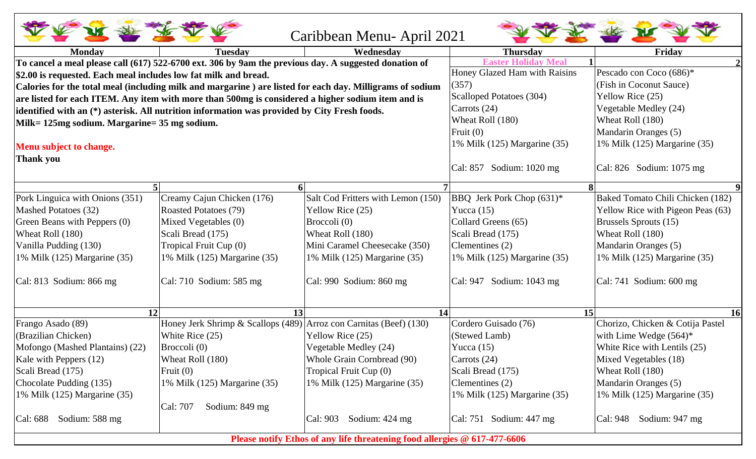# Caribbean Menu- April 2021

| Monday | Tuesday | Wednesday | Thursday | Friday |
|---|---|---|---|---|
| **To cancel a meal please call (617) 522-6700 ext. 306 by 9am the previous day. A suggested donation of $2.00 is requested. Each meal includes low fat milk and bread. Calories for the total meal (including milk and margarine ) are listed for each day. Milligrams of sodium are listed for each ITEM. Any item with more than 500mg is considered a higher sodium item and is identified with an (*) asterisk. All nutrition information was provided by City Fresh foods. Milk= 125mg sodium. Margarine= 35 mg sodium.**<br><br>**Menu subject to change.**<br>**Thank you** | | | **1** **Easter Holiday Meal**<br>Honey Glazed Ham with Raisins (357)<br>Scalloped Potatoes (304)<br>Carrots (24)<br>Wheat Roll (180)<br>Fruit (0)<br>1% Milk (125) Margarine (35)<br><br>Cal: 857 Sodium: 1020 mg | **2**<br>Pescado con Coco (686)*<br>(Fish in Coconut Sauce)<br>Yellow Rice (25)<br>Vegetable Medley (24)<br>Wheat Roll (180)<br>Mandarin Oranges (5)<br>1% Milk (125) Margarine (35)<br><br>Cal: 826 Sodium: 1075 mg |
| **5**<br>Pork Linguica with Onions (351)<br>Mashed Potatoes (32)<br>Green Beans with Peppers (0)<br>Wheat Roll (180)<br>Vanilla Pudding (130)<br>1% Milk (125) Margarine (35)<br><br>Cal: 813 Sodium: 866 mg | **6**<br>Creamy Cajun Chicken (176)<br>Roasted Potatoes (79)<br>Mixed Vegetables (0)<br>Scali Bread (175)<br>Tropical Fruit Cup (0)<br>1% Milk (125) Margarine (35)<br><br>Cal: 710 Sodium: 585 mg | **7**<br>Salt Cod Fritters with Lemon (150)<br>Yellow Rice (25)<br>Broccoli (0)<br>Wheat Roll (180)<br>Mini Caramel Cheesecake (350)<br>1% Milk (125) Margarine (35)<br><br>Cal: 990 Sodium: 860 mg | **8**<br>BBQ Jerk Pork Chop (631)*<br>Yucca (15)<br>Collard Greens (65)<br>Scali Bread (175)<br>Clementines (2)<br>1% Milk (125) Margarine (35)<br><br>Cal: 947 Sodium: 1043 mg | **9**<br>Baked Tomato Chili Chicken (182)<br>Yellow Rice with Pigeon Peas (63)<br>Brussels Sprouts (15)<br>Wheat Roll (180)<br>Mandarin Oranges (5)<br>1% Milk (125) Margarine (35)<br><br>Cal: 741 Sodium: 600 mg |
| **12**<br>Frango Asado (89)<br>(Brazilian Chicken)<br>Mofongo (Mashed Plantains) (22)<br>Kale with Peppers (12)<br>Scali Bread (175)<br>Chocolate Pudding (135)<br>1% Milk (125) Margarine (35)<br><br>Cal: 688 Sodium: 588 mg | **13**<br>Honey Jerk Shrimp & Scallops (489)<br>White Rice (25)<br>Broccoli (0)<br>Wheat Roll (180)<br>Fruit (0)<br>1% Milk (125) Margarine (35)<br><br>Cal: 707 Sodium: 849 mg | **14**<br>Arroz con Carnitas (Beef) (130)<br>Yellow Rice (25)<br>Vegetable Medley (24)<br>Whole Grain Cornbread (90)<br>Tropical Fruit Cup (0)<br>1% Milk (125) Margarine (35)<br><br>Cal: 903 Sodium: 424 mg | **15**<br>Cordero Guisado (76)<br>(Stewed Lamb)<br>Yucca (15)<br>Carrots (24)<br>Scali Bread (175)<br>Clementines (2)<br>1% Milk (125) Margarine (35)<br><br>Cal: 751 Sodium: 447 mg | **16**<br>Chorizo, Chicken & Cotija Pastel with Lime Wedge (564)*<br>White Rice with Lentils (25)<br>Mixed Vegetables (18)<br>Wheat Roll (180)<br>Mandarin Oranges (5)<br>1% Milk (125) Margarine (35)<br><br>Cal: 948 Sodium: 947 mg |

**Please notify Ethos of any life threatening food allergies @ 617-477-6606**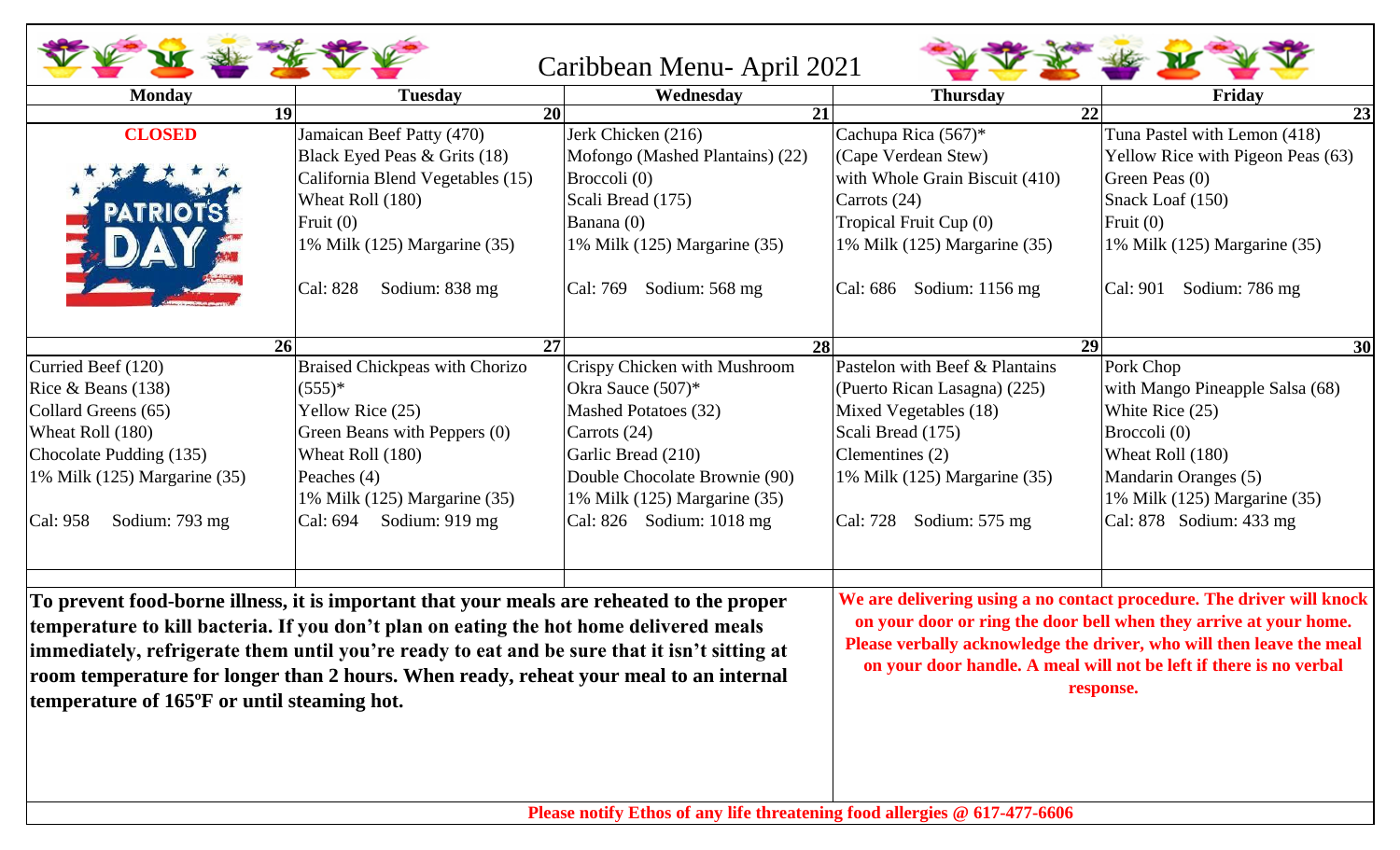# Caribbean Menu- April 2021

| Monday | Tuesday | Wednesday | Thursday | Friday |
|---|---|---|---|---|
| 19 | 20 | 21 | 22 | 23 |
| **CLOSED**<br>PATRIOTS DAY | Jamaican Beef Patty (470)<br>Black Eyed Peas & Grits (18)<br>California Blend Vegetables (15)<br>Wheat Roll (180)<br>Fruit (0)<br>1% Milk (125) Margarine (35)<br>Cal: 828 Sodium: 838 mg | Jerk Chicken (216)<br>Mofongo (Mashed Plantains) (22)<br>Broccoli (0)<br>Scali Bread (175)<br>Banana (0)<br>1% Milk (125) Margarine (35)<br>Cal: 769 Sodium: 568 mg | Cachupa Rica (567)*<br>(Cape Verdean Stew)<br>with Whole Grain Biscuit (410)<br>Carrots (24)<br>Tropical Fruit Cup (0)<br>1% Milk (125) Margarine (35)<br>Cal: 686 Sodium: 1156 mg | Tuna Pastel with Lemon (418)<br>Yellow Rice with Pigeon Peas (63)<br>Green Peas (0)<br>Snack Loaf (150)<br>Fruit (0)<br>1% Milk (125) Margarine (35)<br>Cal: 901 Sodium: 786 mg |
| 26 | 27 | 28 | 29 | 30 |
| Curried Beef (120)<br>Rice & Beans (138)<br>Collard Greens (65)<br>Wheat Roll (180)<br>Chocolate Pudding (135)<br>1% Milk (125) Margarine (35)<br>Cal: 958 Sodium: 793 mg | Braised Chickpeas with Chorizo (555)*<br>Yellow Rice (25)<br>Green Beans with Peppers (0)<br>Wheat Roll (180)<br>Peaches (4)<br>1% Milk (125) Margarine (35)<br>Cal: 694 Sodium: 919 mg | Crispy Chicken with Mushroom Okra Sauce (507)*<br>Mashed Potatoes (32)<br>Carrots (24)<br>Garlic Bread (210)<br>Double Chocolate Brownie (90)<br>1% Milk (125) Margarine (35)<br>Cal: 826 Sodium: 1018 mg | Pastelon with Beef & Plantains<br>(Puerto Rican Lasagna) (225)<br>Mixed Vegetables (18)<br>Scali Bread (175)<br>Clementines (2)<br>1% Milk (125) Margarine (35)<br>Cal: 728 Sodium: 575 mg | Pork Chop<br>with Mango Pineapple Salsa (68)<br>White Rice (25)<br>Broccoli (0)<br>Wheat Roll (180)<br>Mandarin Oranges (5)<br>1% Milk (125) Margarine (35)<br>Cal: 878 Sodium: 433 mg |

**To prevent food-borne illness, it is important that your meals are reheated to the proper temperature to kill bacteria. If you don't plan on eating the hot home delivered meals immediately, refrigerate them until you're ready to eat and be sure that it isn't sitting at room temperature for longer than 2 hours. When ready, reheat your meal to an internal temperature of 165ºF or until steaming hot.**

**We are delivering using a no contact procedure. The driver will knock on your door or ring the door bell when they arrive at your home. Please verbally acknowledge the driver, who will then leave the meal on your door handle. A meal will not be left if there is no verbal response.**

**Please notify Ethos of any life threatening food allergies @ 617-477-6606**